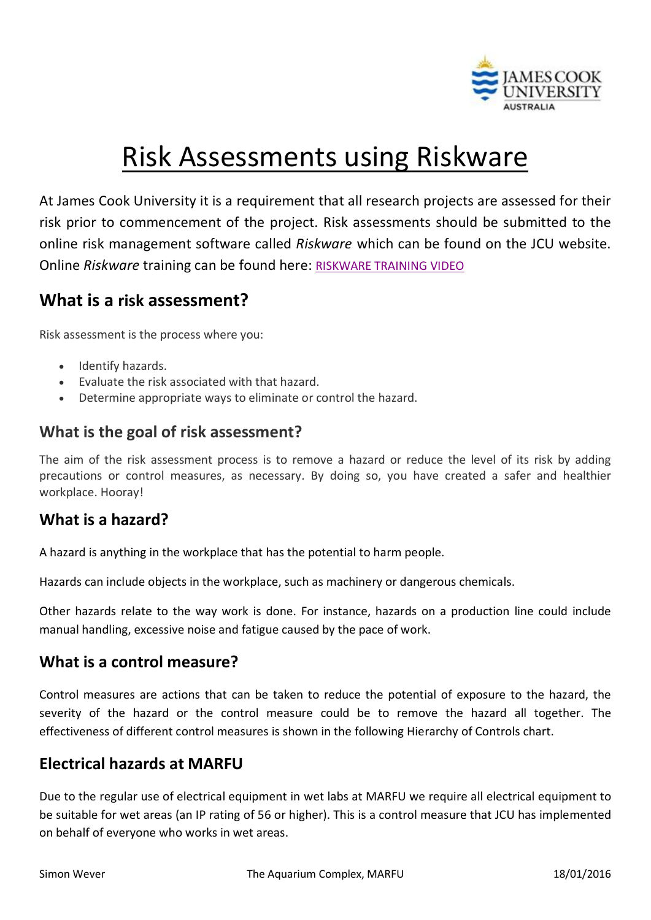# Risk Assessments using Riskware

At James Cook University it is a requirement that all research projects are assessed for their risk prior to commencement of the project. Risk assessments should be submitted to the online risk management software called *Riskware* which can be found on the JCU website. Online *Riskware* training can be found here: RISKWARE TRAINING VIDEO

## What is a risk assessment?

Risk assessment is the process where you:

- Identify hazards.
- Evaluate the risk associated with that hazard.
- Determine appropriate ways to eliminate or control the hazard.

## What is the goal of risk assessment?

The aim of the risk assessment process is to remove a hazard or reduce the level of its risk by adding precautions or control measures, as necessary. By doing so, you have created a safer and healthier workplace. Hooray!

## What is a hazard?

A hazard is anything in the workplace that has the potential to harm people.

Hazards can include objects in the workplace, such as machinery or dangerous chemicals.

Other hazards relate to the way work is done. For instance, hazards on a production line could include manual handling, excessive noise and fatigue caused by the pace of work.

## What is a control measure?

Control measures are actions that can be taken to reduce the potential of exposure to the hazard, the severity of the hazard or the control measure could be to remove the hazard all together. The effectiveness of different control measures is shown in the following Hierarchy of Controls chart.

## Electrical hazards at MARFU

Due to the regular use of electrical equipment in wet labs at MARFU we require all electrical equipment to be suitable for wet areas (an IP rating of 56 or higher). This is a control measure that JCU has implemented on behalf of everyone who works in wet areas.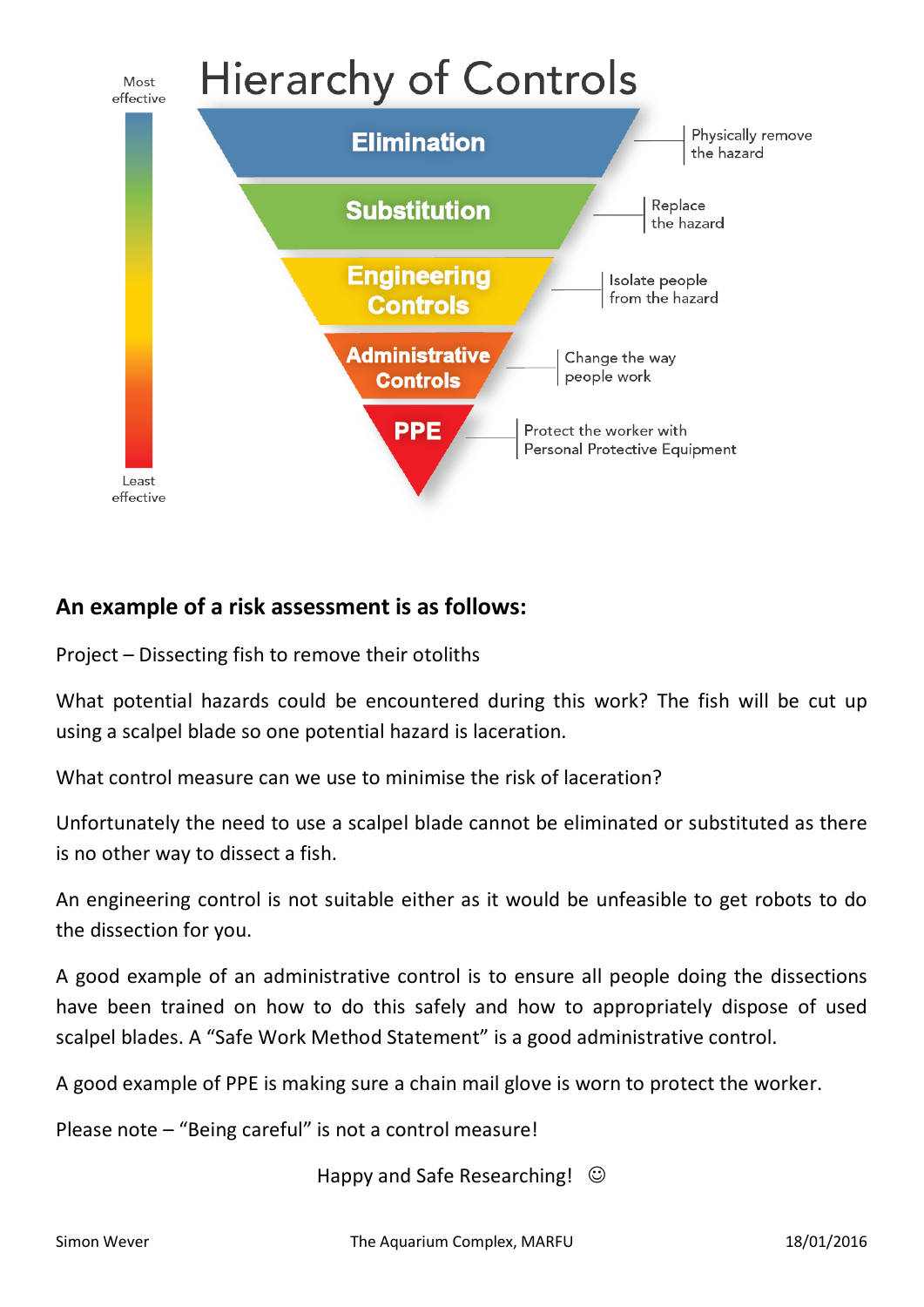# Hierarchy of Controls

Most effective

Least effective

Elimination — Physically remove the hazard

Substitution — Replace the hazard

Engineering Controls — Isolate people from the hazard

Administrative Controls — Change the way people work

PPE — Protect the worker with Personal Protective Equipment

**An example of a risk assessment is as follows:**

Project – Dissecting fish to remove their otoliths

What potential hazards could be encountered during this work? The fish will be cut up using a scalpel blade so one potential hazard is laceration.

What control measure can we use to minimise the risk of laceration?

Unfortunately the need to use a scalpel blade cannot be eliminated or substituted as there is no other way to dissect a fish.

An engineering control is not suitable either as it would be unfeasible to get robots to do the dissection for you.

A good example of an administrative control is to ensure all people doing the dissections have been trained on how to do this safely and how to appropriately dispose of used scalpel blades. A "Safe Work Method Statement" is a good administrative control.

A good example of PPE is making sure a chain mail glove is worn to protect the worker.

Please note – "Being careful" is not a control measure!

Happy and Safe Researching! ☺

Simon Wever — The Aquarium Complex, MARFU — 18/01/2016